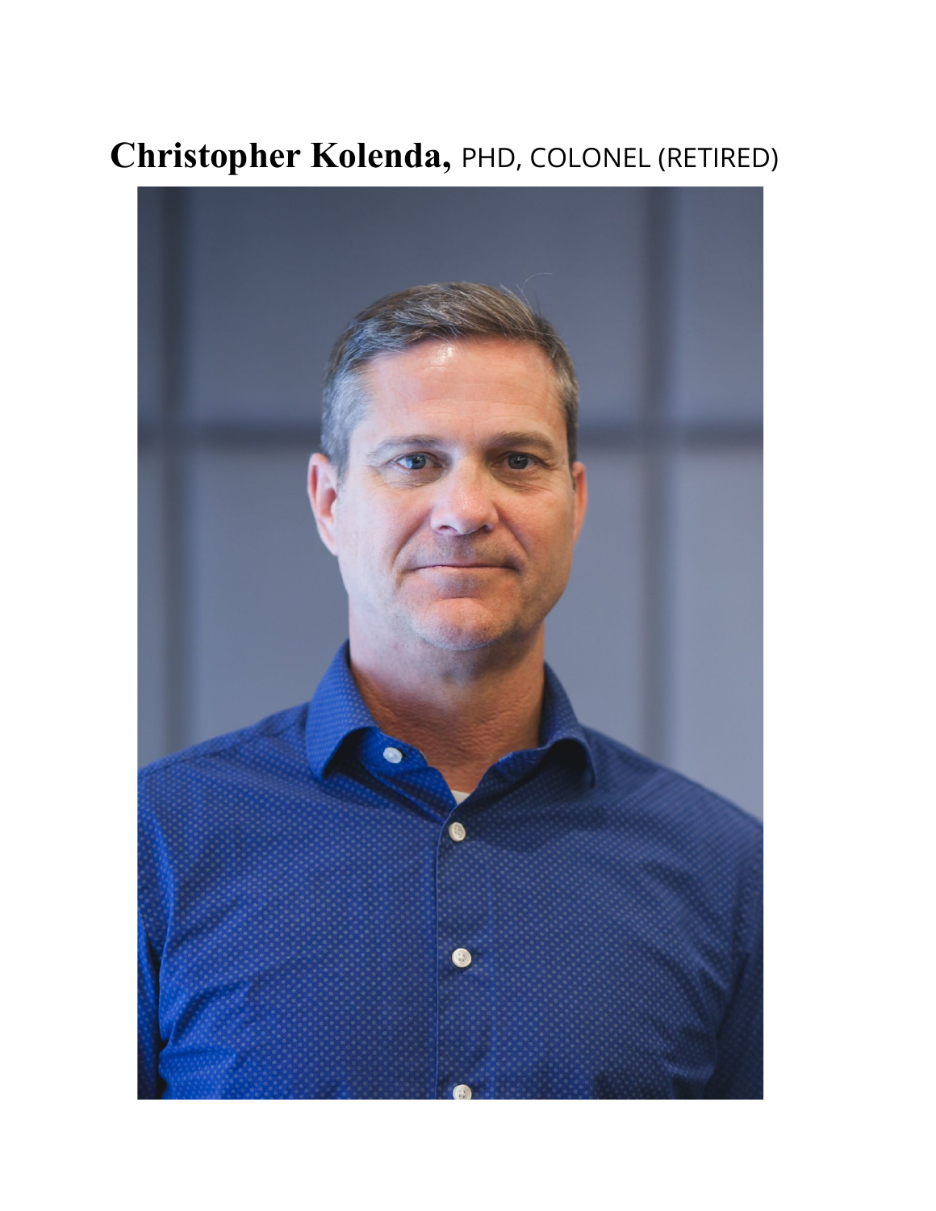# **Christopher Kolenda,** PHD, COLONEL (RETIRED)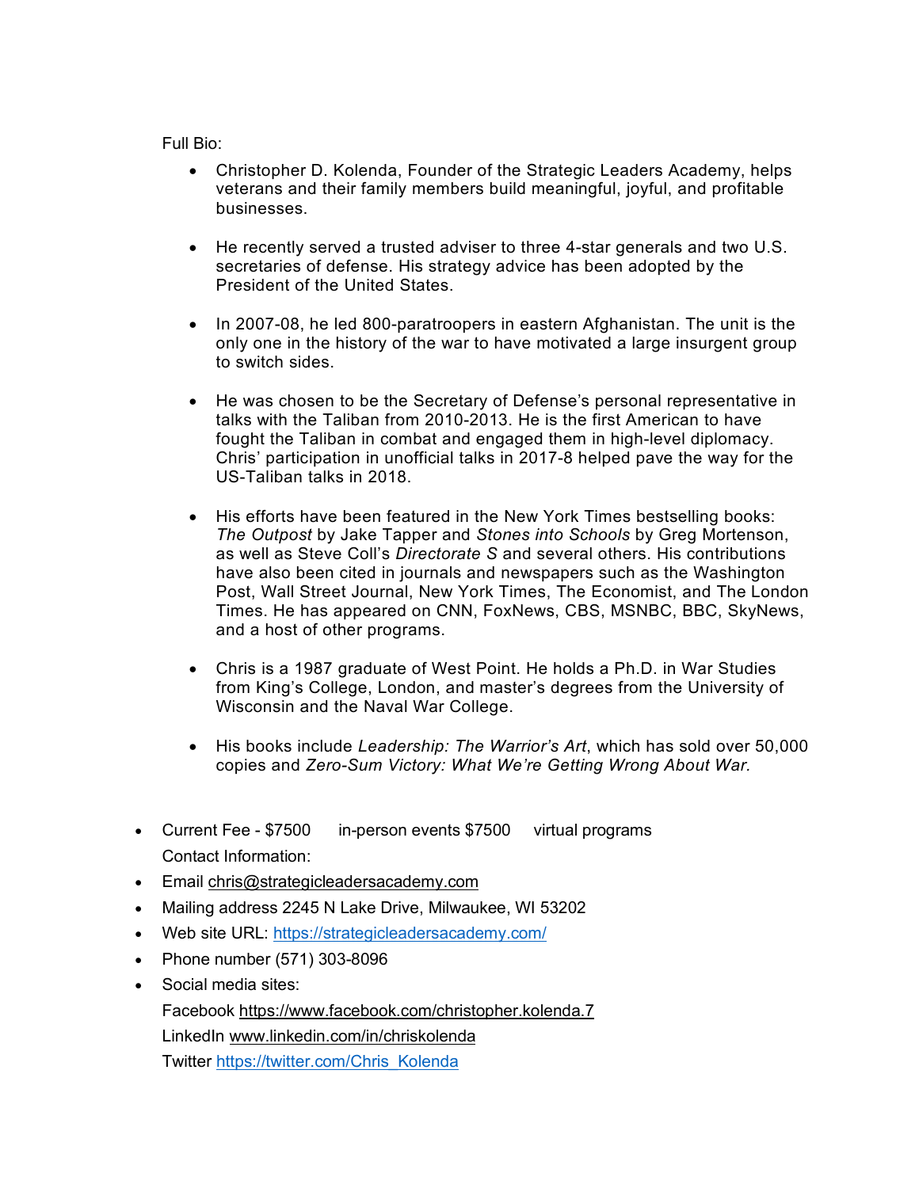Full Bio:

- Christopher D. Kolenda, Founder of the Strategic Leaders Academy, helps veterans and their family members build meaningful, joyful, and profitable businesses.

- He recently served a trusted adviser to three 4-star generals and two U.S. secretaries of defense. His strategy advice has been adopted by the President of the United States.

- In 2007-08, he led 800-paratroopers in eastern Afghanistan. The unit is the only one in the history of the war to have motivated a large insurgent group to switch sides.

- He was chosen to be the Secretary of Defense's personal representative in talks with the Taliban from 2010-2013. He is the first American to have fought the Taliban in combat and engaged them in high-level diplomacy. Chris' participation in unofficial talks in 2017-8 helped pave the way for the US-Taliban talks in 2018.

- His efforts have been featured in the New York Times bestselling books: *The Outpost* by Jake Tapper and *Stones into Schools* by Greg Mortenson, as well as Steve Coll's *Directorate S* and several others. His contributions have also been cited in journals and newspapers such as the Washington Post, Wall Street Journal, New York Times, The Economist, and The London Times. He has appeared on CNN, FoxNews, CBS, MSNBC, BBC, SkyNews, and a host of other programs.

- Chris is a 1987 graduate of West Point. He holds a Ph.D. in War Studies from King's College, London, and master's degrees from the University of Wisconsin and the Naval War College.

- His books include *Leadership: The Warrior's Art*, which has sold over 50,000 copies and *Zero-Sum Victory: What We're Getting Wrong About War.*

- Current Fee - $7500 in-person events $7500 virtual programs

  Contact Information:
- Email chris@strategicleadersacademy.com
- Mailing address 2245 N Lake Drive, Milwaukee, WI 53202
- Web site URL: https://strategicleadersacademy.com/
- Phone number (571) 303-8096
- Social media sites:

  Facebook https://www.facebook.com/christopher.kolenda.7

  LinkedIn www.linkedin.com/in/chriskolenda

  Twitter https://twitter.com/Chris_Kolenda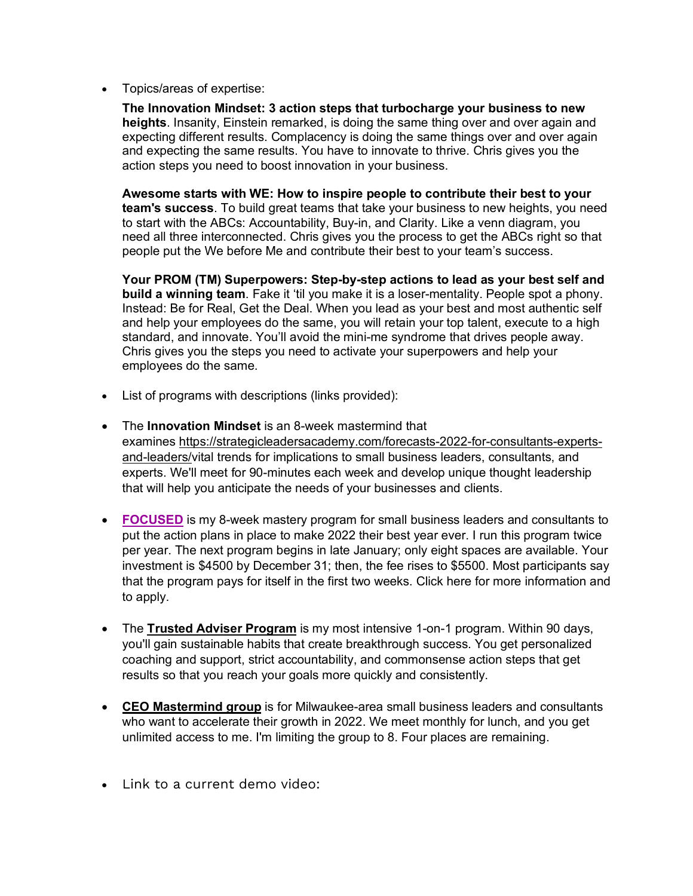- Topics/areas of expertise:

  **The Innovation Mindset: 3 action steps that turbocharge your business to new heights**. Insanity, Einstein remarked, is doing the same thing over and over again and expecting different results. Complacency is doing the same things over and over again and expecting the same results. You have to innovate to thrive. Chris gives you the action steps you need to boost innovation in your business.

  **Awesome starts with WE: How to inspire people to contribute their best to your team's success**. To build great teams that take your business to new heights, you need to start with the ABCs: Accountability, Buy-in, and Clarity. Like a venn diagram, you need all three interconnected. Chris gives you the process to get the ABCs right so that people put the We before Me and contribute their best to your team's success.

  **Your PROM (TM) Superpowers: Step-by-step actions to lead as your best self and build a winning team**. Fake it 'til you make it is a loser-mentality. People spot a phony. Instead: Be for Real, Get the Deal. When you lead as your best and most authentic self and help your employees do the same, you will retain your top talent, execute to a high standard, and innovate. You'll avoid the mini-me syndrome that drives people away. Chris gives you the steps you need to activate your superpowers and help your employees do the same.

- List of programs with descriptions (links provided):

- The **Innovation Mindset** is an 8-week mastermind that examines https://strategicleadersacademy.com/forecasts-2022-for-consultants-experts-and-leaders/vital trends for implications to small business leaders, consultants, and experts. We'll meet for 90-minutes each week and develop unique thought leadership that will help you anticipate the needs of your businesses and clients.

- **FOCUSED** is my 8-week mastery program for small business leaders and consultants to put the action plans in place to make 2022 their best year ever. I run this program twice per year. The next program begins in late January; only eight spaces are available. Your investment is $4500 by December 31; then, the fee rises to $5500. Most participants say that the program pays for itself in the first two weeks. Click here for more information and to apply.

- The **Trusted Adviser Program** is my most intensive 1-on-1 program. Within 90 days, you'll gain sustainable habits that create breakthrough success. You get personalized coaching and support, strict accountability, and commonsense action steps that get results so that you reach your goals more quickly and consistently.

- **CEO Mastermind group** is for Milwaukee-area small business leaders and consultants who want to accelerate their growth in 2022. We meet monthly for lunch, and you get unlimited access to me. I'm limiting the group to 8. Four places are remaining.

- Link to a current demo video: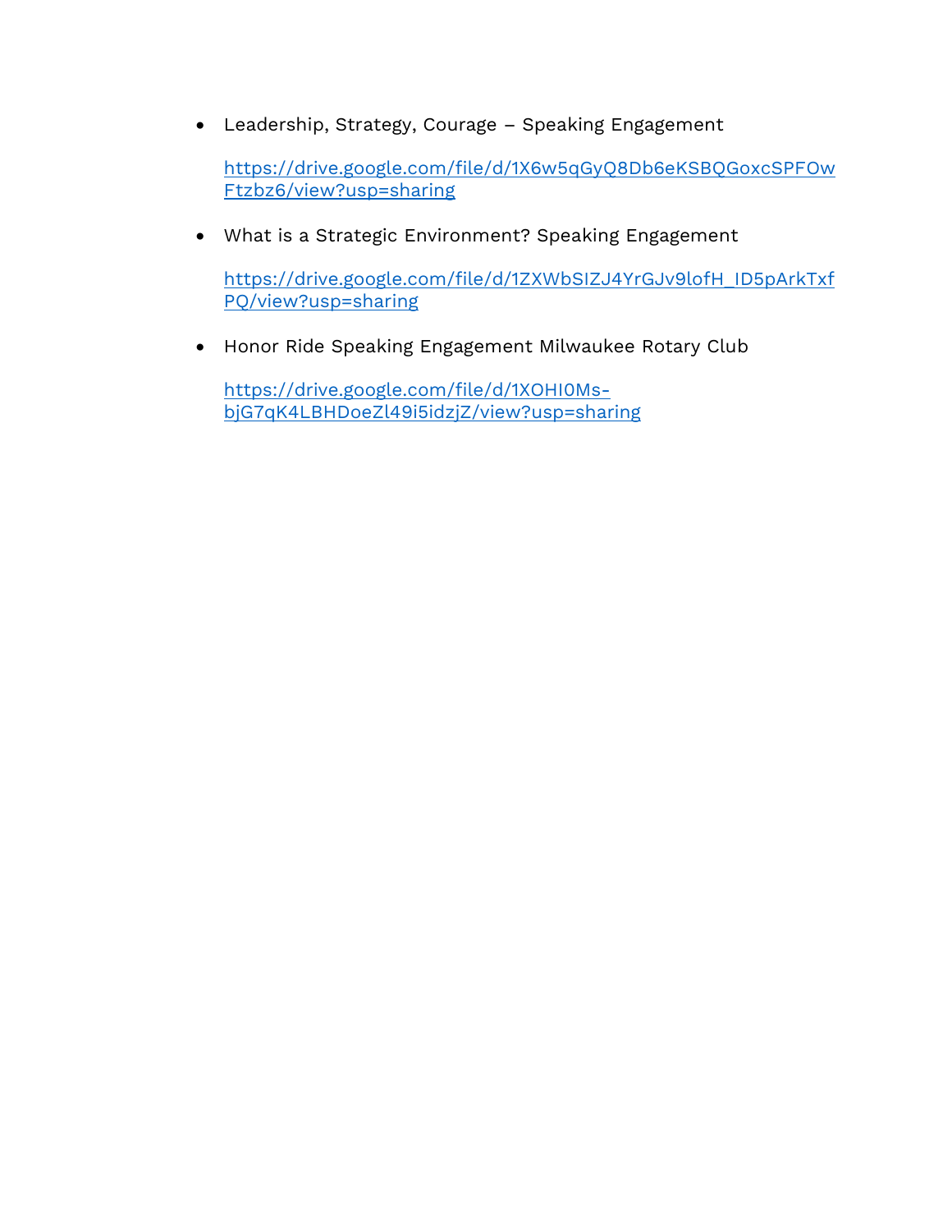- Leadership, Strategy, Courage – Speaking Engagement

  https://drive.google.com/file/d/1X6w5qGyQ8Db6eKSBQGoxcSPFOwFtzbz6/view?usp=sharing

- What is a Strategic Environment? Speaking Engagement

  https://drive.google.com/file/d/1ZXWbSIZJ4YrGJv9lofH_ID5pArkTxfPQ/view?usp=sharing

- Honor Ride Speaking Engagement Milwaukee Rotary Club

  https://drive.google.com/file/d/1XOHI0Ms-bjG7qK4LBHDoeZl49i5idzjZ/view?usp=sharing